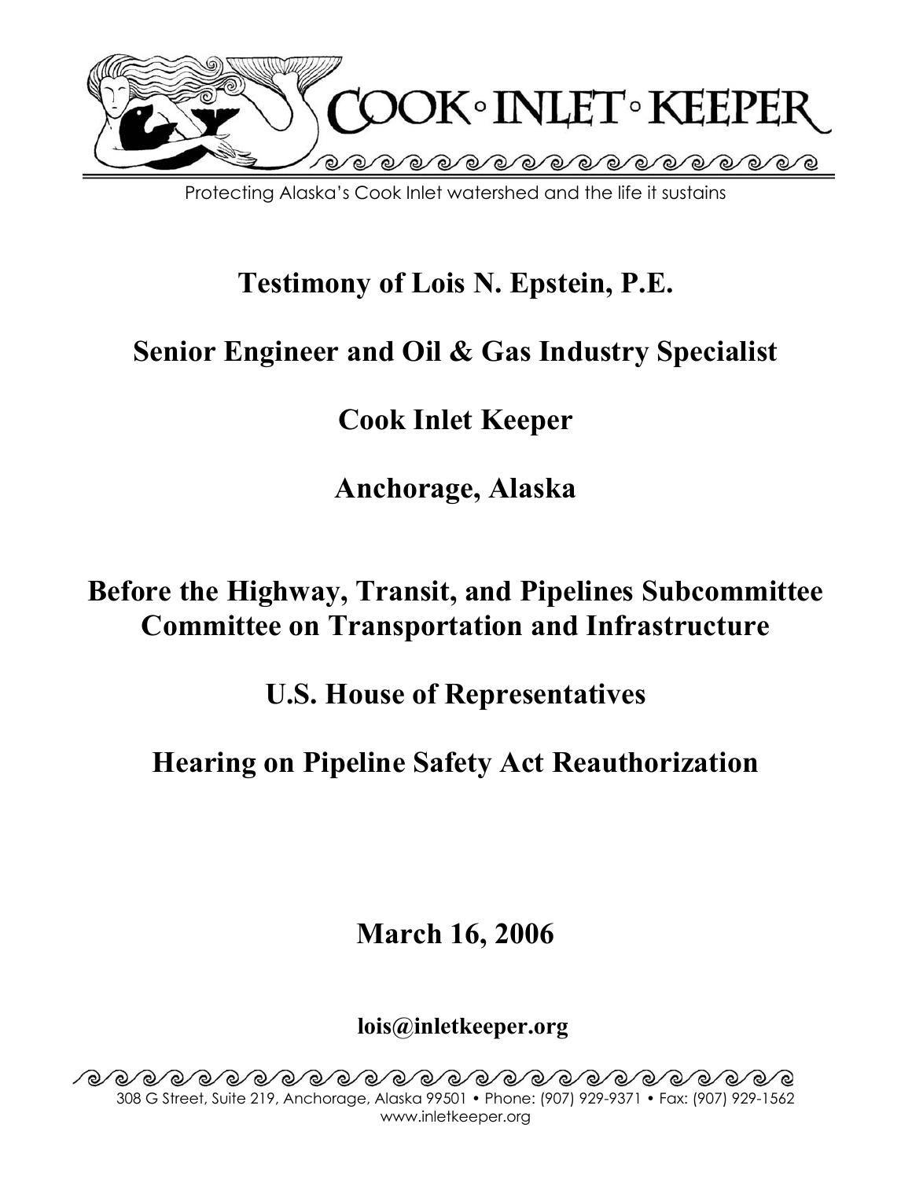COOK • INLET • KEEPER

Protecting Alaska's Cook Inlet watershed and the life it sustains

# Testimony of Lois N. Epstein, P.E.

## Senior Engineer and Oil & Gas Industry Specialist

## Cook Inlet Keeper

## Anchorage, Alaska

## Before the Highway, Transit, and Pipelines Subcommittee Committee on Transportation and Infrastructure

## U.S. House of Representatives

## Hearing on Pipeline Safety Act Reauthorization

**March 16, 2006**

**lois@inletkeeper.org**

308 G Street, Suite 219, Anchorage, Alaska 99501 • Phone: (907) 929-9371 • Fax: (907) 929-1562
www.inletkeeper.org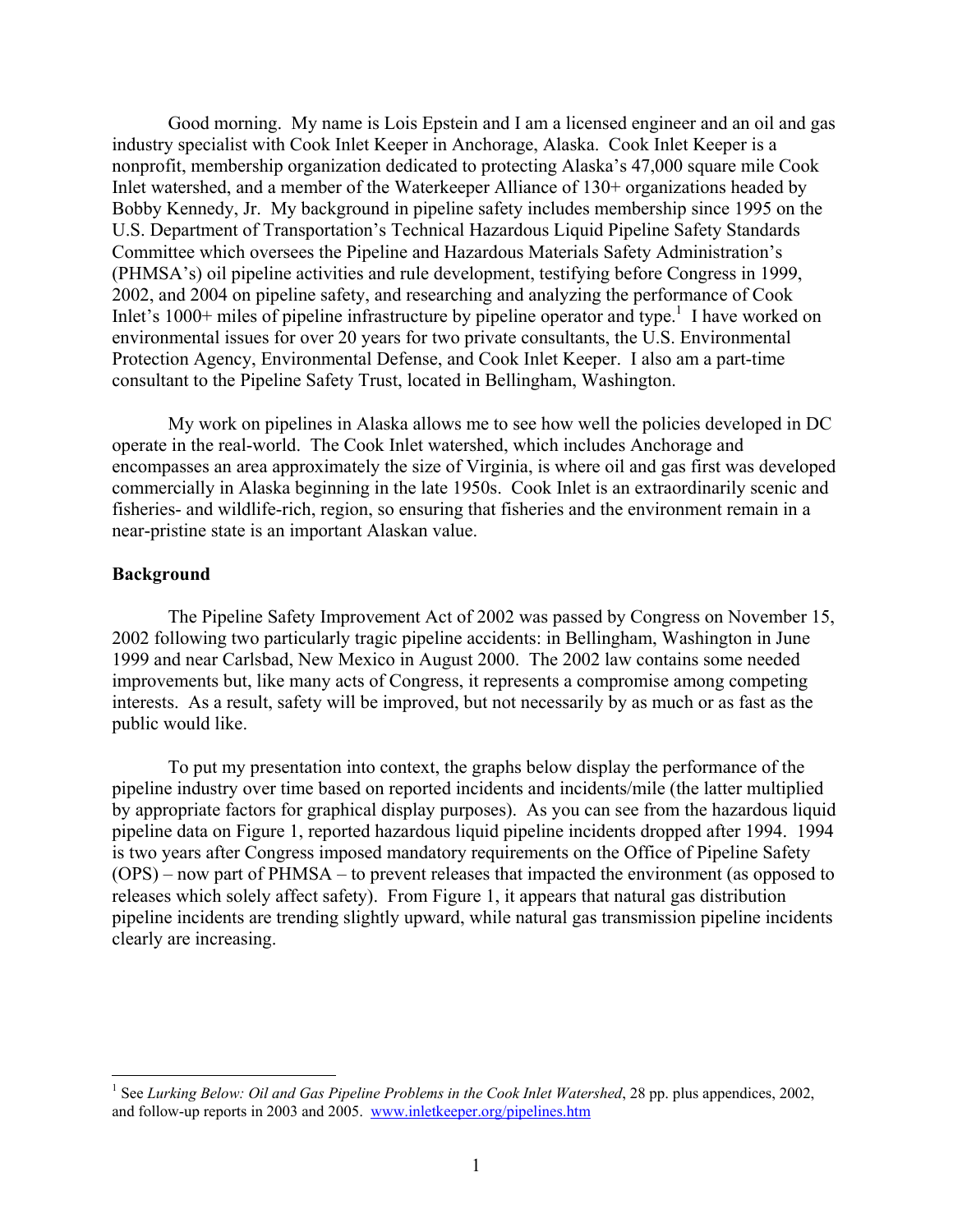Good morning. My name is Lois Epstein and I am a licensed engineer and an oil and gas industry specialist with Cook Inlet Keeper in Anchorage, Alaska. Cook Inlet Keeper is a nonprofit, membership organization dedicated to protecting Alaska's 47,000 square mile Cook Inlet watershed, and a member of the Waterkeeper Alliance of 130+ organizations headed by Bobby Kennedy, Jr. My background in pipeline safety includes membership since 1995 on the U.S. Department of Transportation's Technical Hazardous Liquid Pipeline Safety Standards Committee which oversees the Pipeline and Hazardous Materials Safety Administration's (PHMSA's) oil pipeline activities and rule development, testifying before Congress in 1999, 2002, and 2004 on pipeline safety, and researching and analyzing the performance of Cook Inlet's 1000+ miles of pipeline infrastructure by pipeline operator and type.[1] I have worked on environmental issues for over 20 years for two private consultants, the U.S. Environmental Protection Agency, Environmental Defense, and Cook Inlet Keeper. I also am a part-time consultant to the Pipeline Safety Trust, located in Bellingham, Washington.

My work on pipelines in Alaska allows me to see how well the policies developed in DC operate in the real-world. The Cook Inlet watershed, which includes Anchorage and encompasses an area approximately the size of Virginia, is where oil and gas first was developed commercially in Alaska beginning in the late 1950s. Cook Inlet is an extraordinarily scenic and fisheries- and wildlife-rich, region, so ensuring that fisheries and the environment remain in a near-pristine state is an important Alaskan value.

**Background**

The Pipeline Safety Improvement Act of 2002 was passed by Congress on November 15, 2002 following two particularly tragic pipeline accidents: in Bellingham, Washington in June 1999 and near Carlsbad, New Mexico in August 2000. The 2002 law contains some needed improvements but, like many acts of Congress, it represents a compromise among competing interests. As a result, safety will be improved, but not necessarily by as much or as fast as the public would like.

To put my presentation into context, the graphs below display the performance of the pipeline industry over time based on reported incidents and incidents/mile (the latter multiplied by appropriate factors for graphical display purposes). As you can see from the hazardous liquid pipeline data on Figure 1, reported hazardous liquid pipeline incidents dropped after 1994. 1994 is two years after Congress imposed mandatory requirements on the Office of Pipeline Safety (OPS) – now part of PHMSA – to prevent releases that impacted the environment (as opposed to releases which solely affect safety). From Figure 1, it appears that natural gas distribution pipeline incidents are trending slightly upward, while natural gas transmission pipeline incidents clearly are increasing.

[1] See *Lurking Below: Oil and Gas Pipeline Problems in the Cook Inlet Watershed*, 28 pp. plus appendices, 2002, and follow-up reports in 2003 and 2005. www.inletkeeper.org/pipelines.htm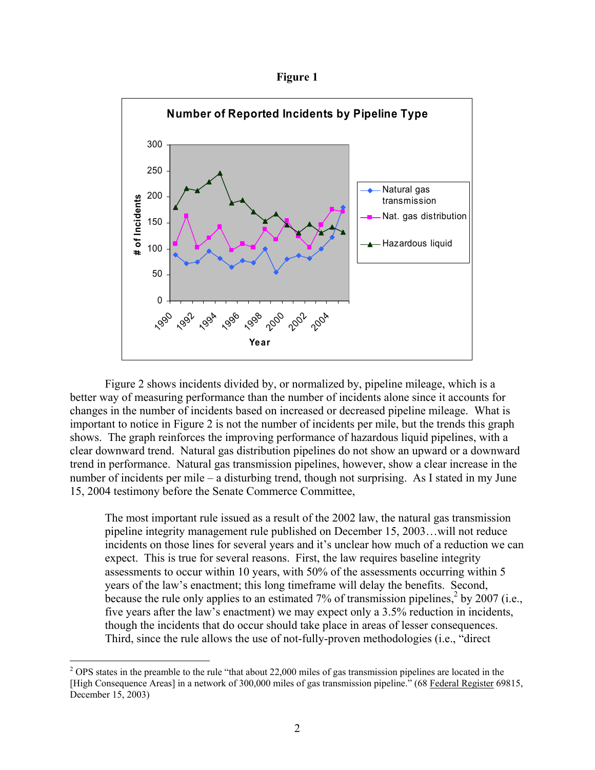**Figure 1**

Figure 2 shows incidents divided by, or normalized by, pipeline mileage, which is a better way of measuring performance than the number of incidents alone since it accounts for changes in the number of incidents based on increased or decreased pipeline mileage. What is important to notice in Figure 2 is not the number of incidents per mile, but the trends this graph shows. The graph reinforces the improving performance of hazardous liquid pipelines, with a clear downward trend. Natural gas distribution pipelines do not show an upward or a downward trend in performance. Natural gas transmission pipelines, however, show a clear increase in the number of incidents per mile – a disturbing trend, though not surprising. As I stated in my June 15, 2004 testimony before the Senate Commerce Committee,

> The most important rule issued as a result of the 2002 law, the natural gas transmission pipeline integrity management rule published on December 15, 2003…will not reduce incidents on those lines for several years and it's unclear how much of a reduction we can expect. This is true for several reasons. First, the law requires baseline integrity assessments to occur within 10 years, with 50% of the assessments occurring within 5 years of the law's enactment; this long timeframe will delay the benefits. Second, because the rule only applies to an estimated 7% of transmission pipelines,[2] by 2007 (i.e., five years after the law's enactment) we may expect only a 3.5% reduction in incidents, though the incidents that do occur should take place in areas of lesser consequences. Third, since the rule allows the use of not-fully-proven methodologies (i.e., "direct

[2] OPS states in the preamble to the rule "that about 22,000 miles of gas transmission pipelines are located in the [High Consequence Areas] in a network of 300,000 miles of gas transmission pipeline." (68 Federal Register 69815, December 15, 2003)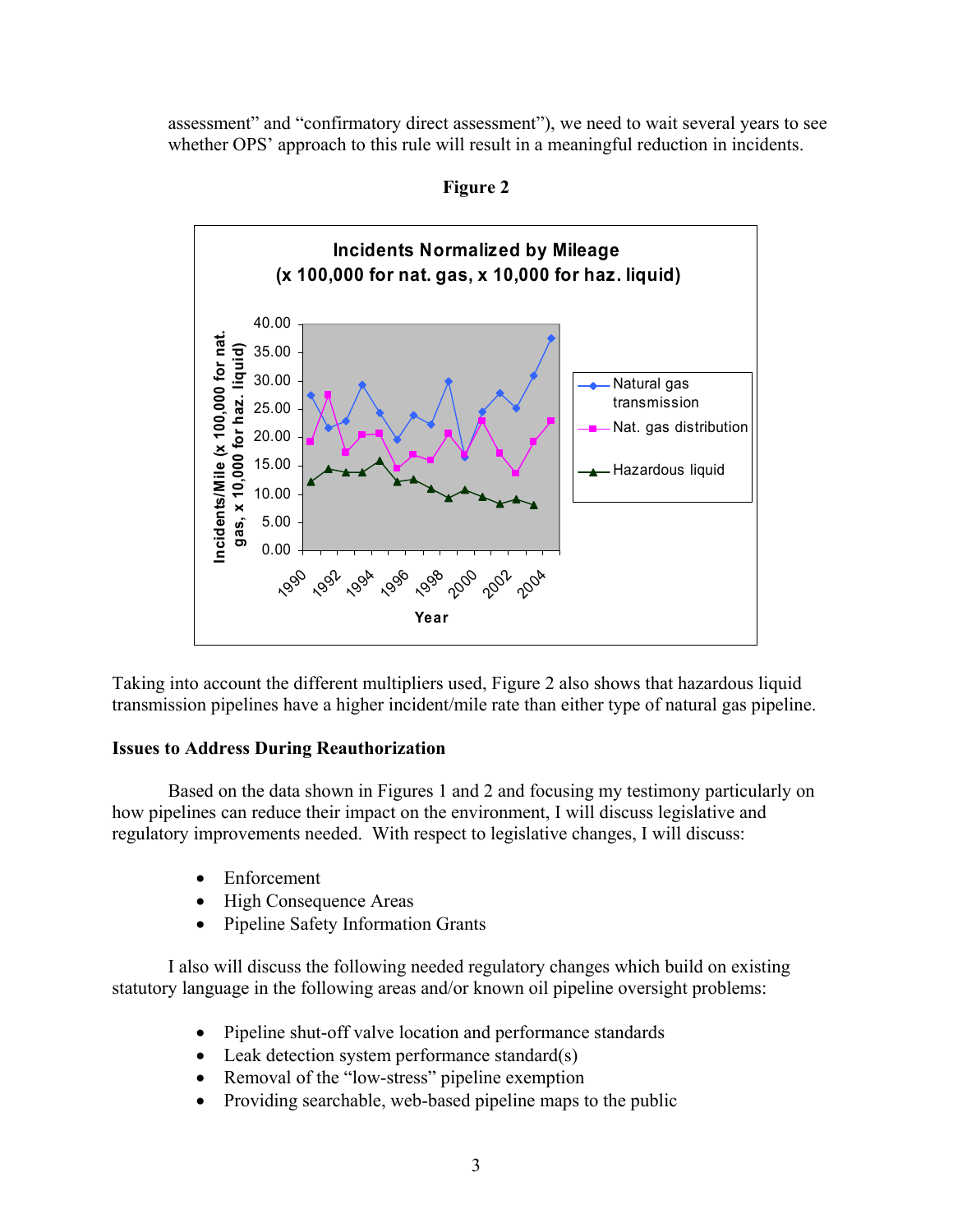assessment" and "confirmatory direct assessment"), we need to wait several years to see whether OPS' approach to this rule will result in a meaningful reduction in incidents.

**Figure 2**

Taking into account the different multipliers used, Figure 2 also shows that hazardous liquid transmission pipelines have a higher incident/mile rate than either type of natural gas pipeline.

**Issues to Address During Reauthorization**

Based on the data shown in Figures 1 and 2 and focusing my testimony particularly on how pipelines can reduce their impact on the environment, I will discuss legislative and regulatory improvements needed. With respect to legislative changes, I will discuss:

- Enforcement
- High Consequence Areas
- Pipeline Safety Information Grants

I also will discuss the following needed regulatory changes which build on existing statutory language in the following areas and/or known oil pipeline oversight problems:

- Pipeline shut-off valve location and performance standards
- Leak detection system performance standard(s)
- Removal of the "low-stress" pipeline exemption
- Providing searchable, web-based pipeline maps to the public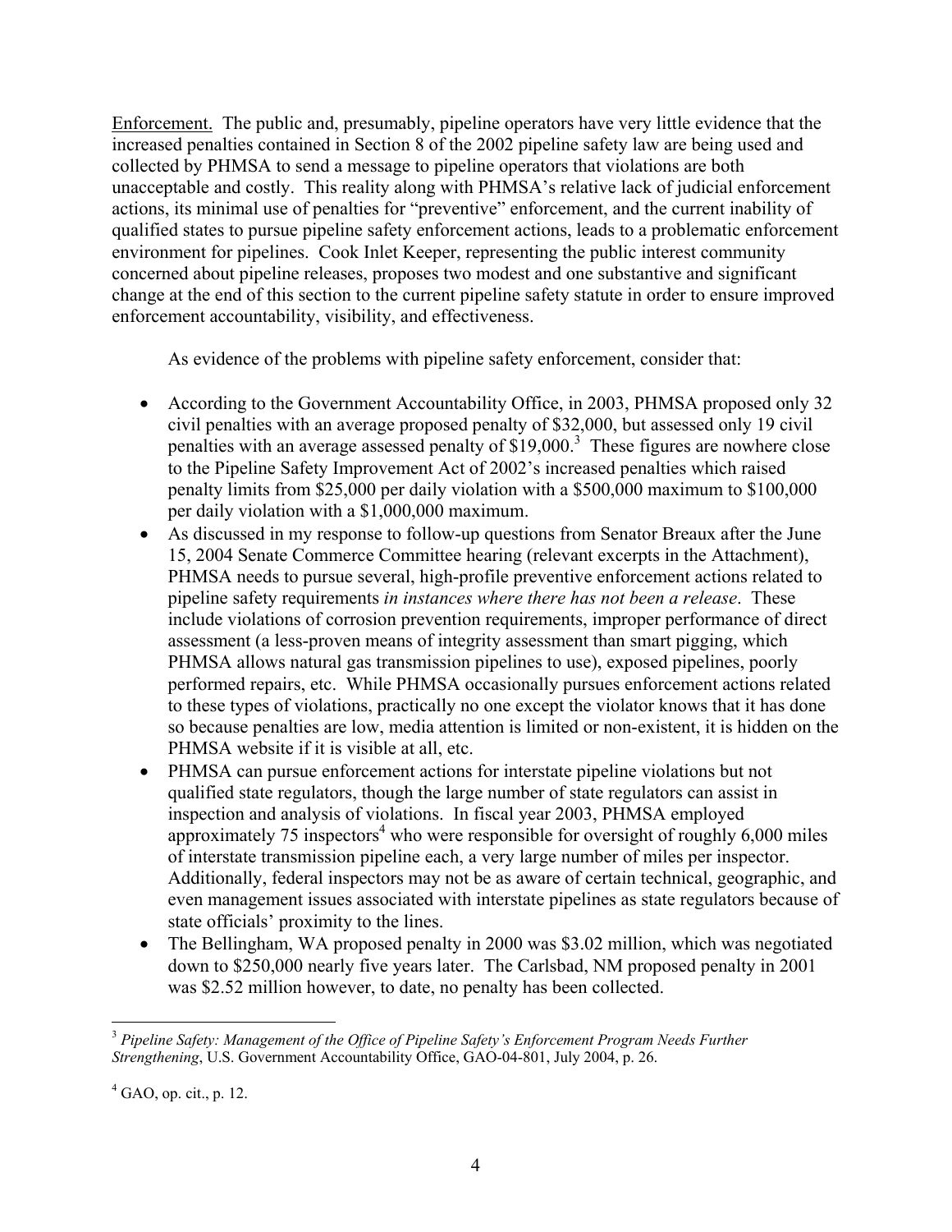Enforcement. The public and, presumably, pipeline operators have very little evidence that the increased penalties contained in Section 8 of the 2002 pipeline safety law are being used and collected by PHMSA to send a message to pipeline operators that violations are both unacceptable and costly. This reality along with PHMSA's relative lack of judicial enforcement actions, its minimal use of penalties for "preventive" enforcement, and the current inability of qualified states to pursue pipeline safety enforcement actions, leads to a problematic enforcement environment for pipelines. Cook Inlet Keeper, representing the public interest community concerned about pipeline releases, proposes two modest and one substantive and significant change at the end of this section to the current pipeline safety statute in order to ensure improved enforcement accountability, visibility, and effectiveness.

As evidence of the problems with pipeline safety enforcement, consider that:

- According to the Government Accountability Office, in 2003, PHMSA proposed only 32 civil penalties with an average proposed penalty of $32,000, but assessed only 19 civil penalties with an average assessed penalty of $19,000.[3] These figures are nowhere close to the Pipeline Safety Improvement Act of 2002's increased penalties which raised penalty limits from $25,000 per daily violation with a $500,000 maximum to $100,000 per daily violation with a $1,000,000 maximum.
- As discussed in my response to follow-up questions from Senator Breaux after the June 15, 2004 Senate Commerce Committee hearing (relevant excerpts in the Attachment), PHMSA needs to pursue several, high-profile preventive enforcement actions related to pipeline safety requirements *in instances where there has not been a release*. These include violations of corrosion prevention requirements, improper performance of direct assessment (a less-proven means of integrity assessment than smart pigging, which PHMSA allows natural gas transmission pipelines to use), exposed pipelines, poorly performed repairs, etc. While PHMSA occasionally pursues enforcement actions related to these types of violations, practically no one except the violator knows that it has done so because penalties are low, media attention is limited or non-existent, it is hidden on the PHMSA website if it is visible at all, etc.
- PHMSA can pursue enforcement actions for interstate pipeline violations but not qualified state regulators, though the large number of state regulators can assist in inspection and analysis of violations. In fiscal year 2003, PHMSA employed approximately 75 inspectors[4] who were responsible for oversight of roughly 6,000 miles of interstate transmission pipeline each, a very large number of miles per inspector. Additionally, federal inspectors may not be as aware of certain technical, geographic, and even management issues associated with interstate pipelines as state regulators because of state officials' proximity to the lines.
- The Bellingham, WA proposed penalty in 2000 was $3.02 million, which was negotiated down to $250,000 nearly five years later. The Carlsbad, NM proposed penalty in 2001 was $2.52 million however, to date, no penalty has been collected.

---

[3] *Pipeline Safety: Management of the Office of Pipeline Safety's Enforcement Program Needs Further Strengthening*, U.S. Government Accountability Office, GAO-04-801, July 2004, p. 26.

[4] GAO, op. cit., p. 12.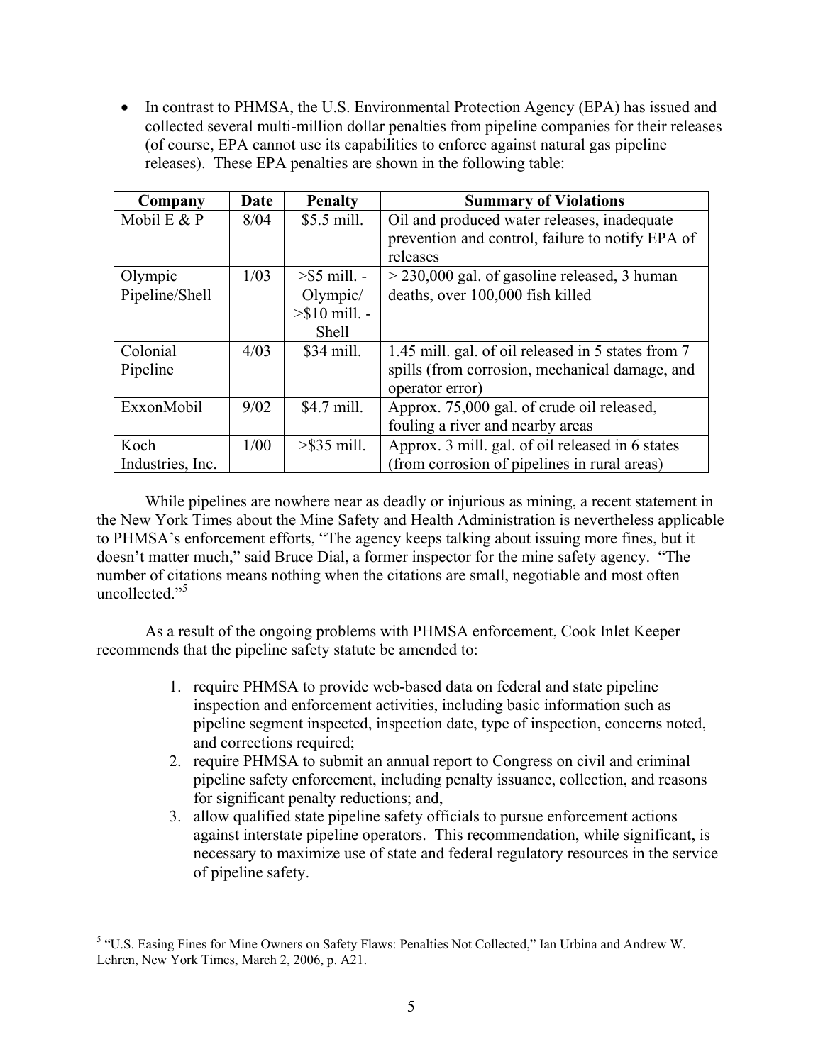- In contrast to PHMSA, the U.S. Environmental Protection Agency (EPA) has issued and collected several multi-million dollar penalties from pipeline companies for their releases (of course, EPA cannot use its capabilities to enforce against natural gas pipeline releases). These EPA penalties are shown in the following table:

| Company | Date | Penalty | Summary of Violations |
|---|---|---|---|
| Mobil E & P | 8/04 | $5.5 mill. | Oil and produced water releases, inadequate prevention and control, failure to notify EPA of releases |
| Olympic Pipeline/Shell | 1/03 | >$5 mill. - Olympic/ >$10 mill. - Shell | > 230,000 gal. of gasoline released, 3 human deaths, over 100,000 fish killed |
| Colonial Pipeline | 4/03 | $34 mill. | 1.45 mill. gal. of oil released in 5 states from 7 spills (from corrosion, mechanical damage, and operator error) |
| ExxonMobil | 9/02 | $4.7 mill. | Approx. 75,000 gal. of crude oil released, fouling a river and nearby areas |
| Koch Industries, Inc. | 1/00 | >$35 mill. | Approx. 3 mill. gal. of oil released in 6 states (from corrosion of pipelines in rural areas) |

While pipelines are nowhere near as deadly or injurious as mining, a recent statement in the New York Times about the Mine Safety and Health Administration is nevertheless applicable to PHMSA's enforcement efforts, "The agency keeps talking about issuing more fines, but it doesn't matter much," said Bruce Dial, a former inspector for the mine safety agency. "The number of citations means nothing when the citations are small, negotiable and most often uncollected."[5]

As a result of the ongoing problems with PHMSA enforcement, Cook Inlet Keeper recommends that the pipeline safety statute be amended to:

1. require PHMSA to provide web-based data on federal and state pipeline inspection and enforcement activities, including basic information such as pipeline segment inspected, inspection date, type of inspection, concerns noted, and corrections required;
2. require PHMSA to submit an annual report to Congress on civil and criminal pipeline safety enforcement, including penalty issuance, collection, and reasons for significant penalty reductions; and,
3. allow qualified state pipeline safety officials to pursue enforcement actions against interstate pipeline operators. This recommendation, while significant, is necessary to maximize use of state and federal regulatory resources in the service of pipeline safety.

---

[5] "U.S. Easing Fines for Mine Owners on Safety Flaws: Penalties Not Collected," Ian Urbina and Andrew W. Lehren, New York Times, March 2, 2006, p. A21.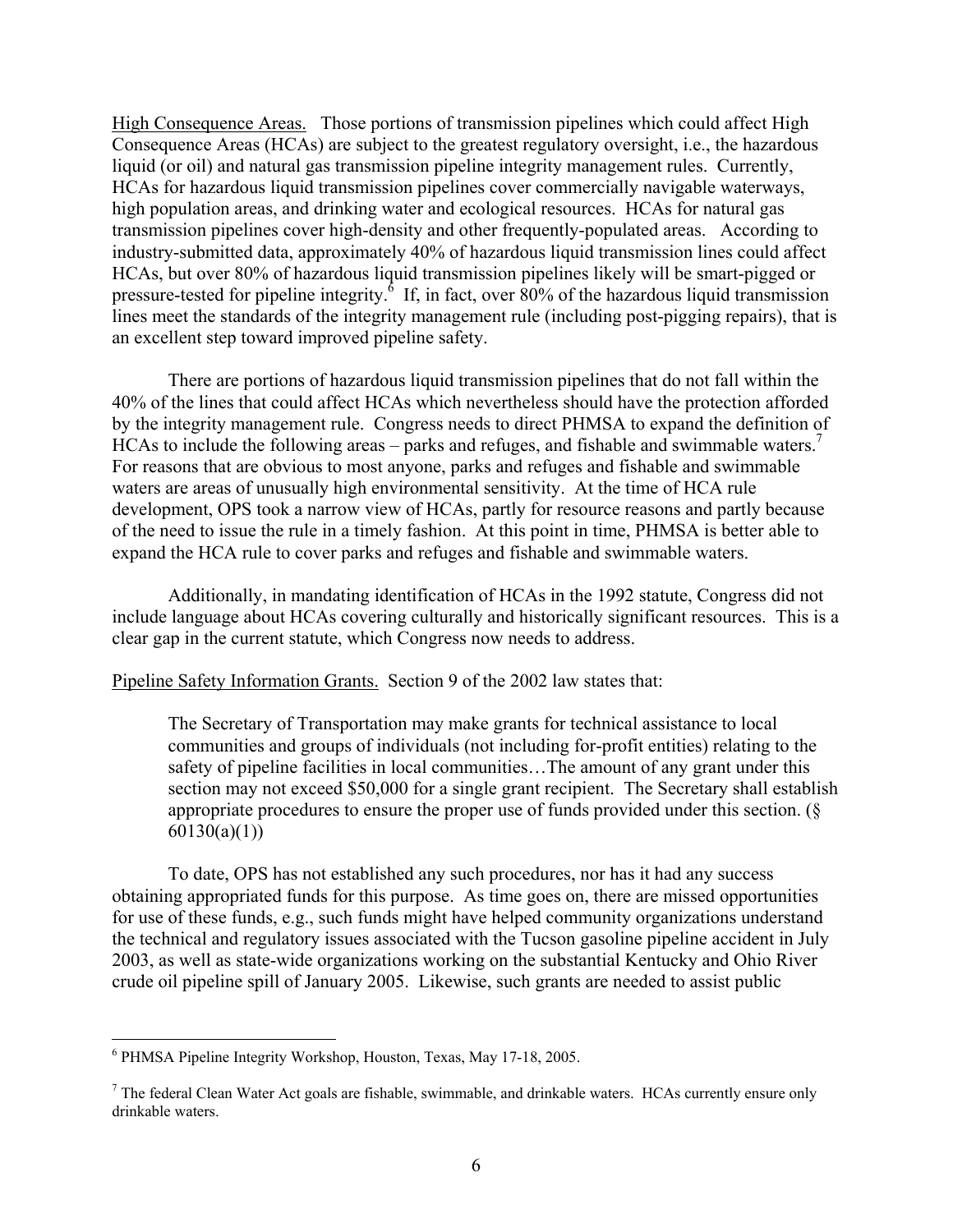High Consequence Areas. Those portions of transmission pipelines which could affect High Consequence Areas (HCAs) are subject to the greatest regulatory oversight, i.e., the hazardous liquid (or oil) and natural gas transmission pipeline integrity management rules. Currently, HCAs for hazardous liquid transmission pipelines cover commercially navigable waterways, high population areas, and drinking water and ecological resources. HCAs for natural gas transmission pipelines cover high-density and other frequently-populated areas. According to industry-submitted data, approximately 40% of hazardous liquid transmission lines could affect HCAs, but over 80% of hazardous liquid transmission pipelines likely will be smart-pigged or pressure-tested for pipeline integrity.[6] If, in fact, over 80% of the hazardous liquid transmission lines meet the standards of the integrity management rule (including post-pigging repairs), that is an excellent step toward improved pipeline safety.

There are portions of hazardous liquid transmission pipelines that do not fall within the 40% of the lines that could affect HCAs which nevertheless should have the protection afforded by the integrity management rule. Congress needs to direct PHMSA to expand the definition of HCAs to include the following areas – parks and refuges, and fishable and swimmable waters.[7] For reasons that are obvious to most anyone, parks and refuges and fishable and swimmable waters are areas of unusually high environmental sensitivity. At the time of HCA rule development, OPS took a narrow view of HCAs, partly for resource reasons and partly because of the need to issue the rule in a timely fashion. At this point in time, PHMSA is better able to expand the HCA rule to cover parks and refuges and fishable and swimmable waters.

Additionally, in mandating identification of HCAs in the 1992 statute, Congress did not include language about HCAs covering culturally and historically significant resources. This is a clear gap in the current statute, which Congress now needs to address.

Pipeline Safety Information Grants. Section 9 of the 2002 law states that:

> The Secretary of Transportation may make grants for technical assistance to local communities and groups of individuals (not including for-profit entities) relating to the safety of pipeline facilities in local communities…The amount of any grant under this section may not exceed $50,000 for a single grant recipient. The Secretary shall establish appropriate procedures to ensure the proper use of funds provided under this section. (§ 60130(a)(1))

To date, OPS has not established any such procedures, nor has it had any success obtaining appropriated funds for this purpose. As time goes on, there are missed opportunities for use of these funds, e.g., such funds might have helped community organizations understand the technical and regulatory issues associated with the Tucson gasoline pipeline accident in July 2003, as well as state-wide organizations working on the substantial Kentucky and Ohio River crude oil pipeline spill of January 2005. Likewise, such grants are needed to assist public

---

[6] PHMSA Pipeline Integrity Workshop, Houston, Texas, May 17-18, 2005.

[7] The federal Clean Water Act goals are fishable, swimmable, and drinkable waters. HCAs currently ensure only drinkable waters.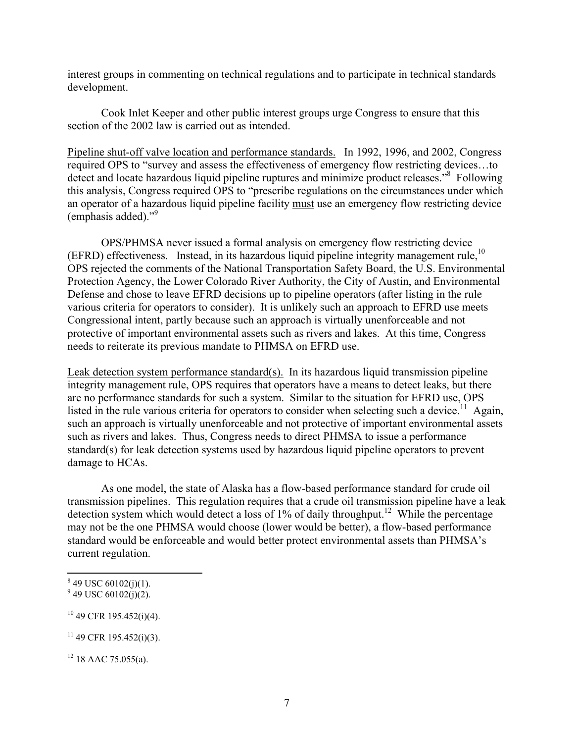interest groups in commenting on technical regulations and to participate in technical standards development.

Cook Inlet Keeper and other public interest groups urge Congress to ensure that this section of the 2002 law is carried out as intended.

Pipeline shut-off valve location and performance standards. In 1992, 1996, and 2002, Congress required OPS to "survey and assess the effectiveness of emergency flow restricting devices…to detect and locate hazardous liquid pipeline ruptures and minimize product releases."[8] Following this analysis, Congress required OPS to "prescribe regulations on the circumstances under which an operator of a hazardous liquid pipeline facility must use an emergency flow restricting device (emphasis added)."[9]

OPS/PHMSA never issued a formal analysis on emergency flow restricting device (EFRD) effectiveness. Instead, in its hazardous liquid pipeline integrity management rule,[10] OPS rejected the comments of the National Transportation Safety Board, the U.S. Environmental Protection Agency, the Lower Colorado River Authority, the City of Austin, and Environmental Defense and chose to leave EFRD decisions up to pipeline operators (after listing in the rule various criteria for operators to consider). It is unlikely such an approach to EFRD use meets Congressional intent, partly because such an approach is virtually unenforceable and not protective of important environmental assets such as rivers and lakes. At this time, Congress needs to reiterate its previous mandate to PHMSA on EFRD use.

Leak detection system performance standard(s). In its hazardous liquid transmission pipeline integrity management rule, OPS requires that operators have a means to detect leaks, but there are no performance standards for such a system. Similar to the situation for EFRD use, OPS listed in the rule various criteria for operators to consider when selecting such a device.[11] Again, such an approach is virtually unenforceable and not protective of important environmental assets such as rivers and lakes. Thus, Congress needs to direct PHMSA to issue a performance standard(s) for leak detection systems used by hazardous liquid pipeline operators to prevent damage to HCAs.

As one model, the state of Alaska has a flow-based performance standard for crude oil transmission pipelines. This regulation requires that a crude oil transmission pipeline have a leak detection system which would detect a loss of 1% of daily throughput.[12] While the percentage may not be the one PHMSA would choose (lower would be better), a flow-based performance standard would be enforceable and would better protect environmental assets than PHMSA's current regulation.

---

[8] 49 USC 60102(j)(1).

[9] 49 USC 60102(j)(2).

[10] 49 CFR 195.452(i)(4).

[11] 49 CFR 195.452(i)(3).

[12] 18 AAC 75.055(a).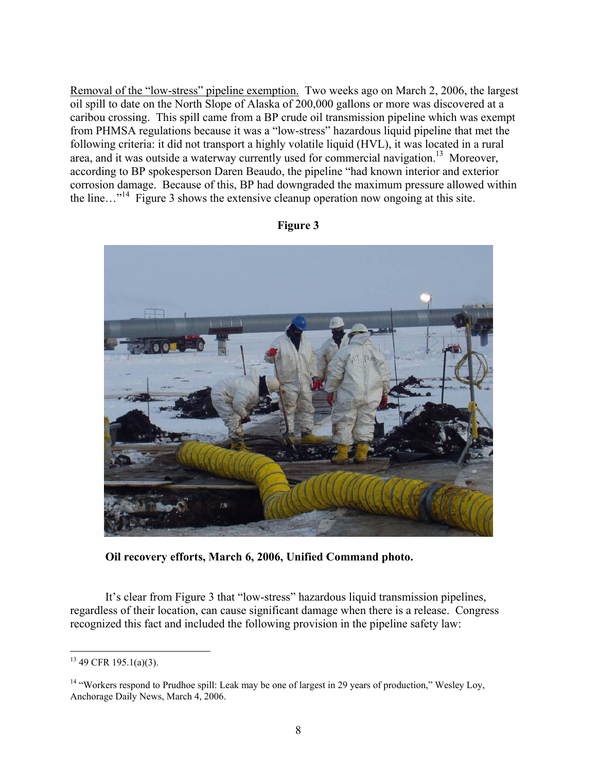Removal of the "low-stress" pipeline exemption. Two weeks ago on March 2, 2006, the largest oil spill to date on the North Slope of Alaska of 200,000 gallons or more was discovered at a caribou crossing. This spill came from a BP crude oil transmission pipeline which was exempt from PHMSA regulations because it was a "low-stress" hazardous liquid pipeline that met the following criteria: it did not transport a highly volatile liquid (HVL), it was located in a rural area, and it was outside a waterway currently used for commercial navigation.[13] Moreover, according to BP spokesperson Daren Beaudo, the pipeline "had known interior and exterior corrosion damage. Because of this, BP had downgraded the maximum pressure allowed within the line…"[14] Figure 3 shows the extensive cleanup operation now ongoing at this site.

**Figure 3**

**Oil recovery efforts, March 6, 2006, Unified Command photo.**

It's clear from Figure 3 that "low-stress" hazardous liquid transmission pipelines, regardless of their location, can cause significant damage when there is a release. Congress recognized this fact and included the following provision in the pipeline safety law:

---

[13] 49 CFR 195.1(a)(3).

[14] "Workers respond to Prudhoe spill: Leak may be one of largest in 29 years of production," Wesley Loy, Anchorage Daily News, March 4, 2006.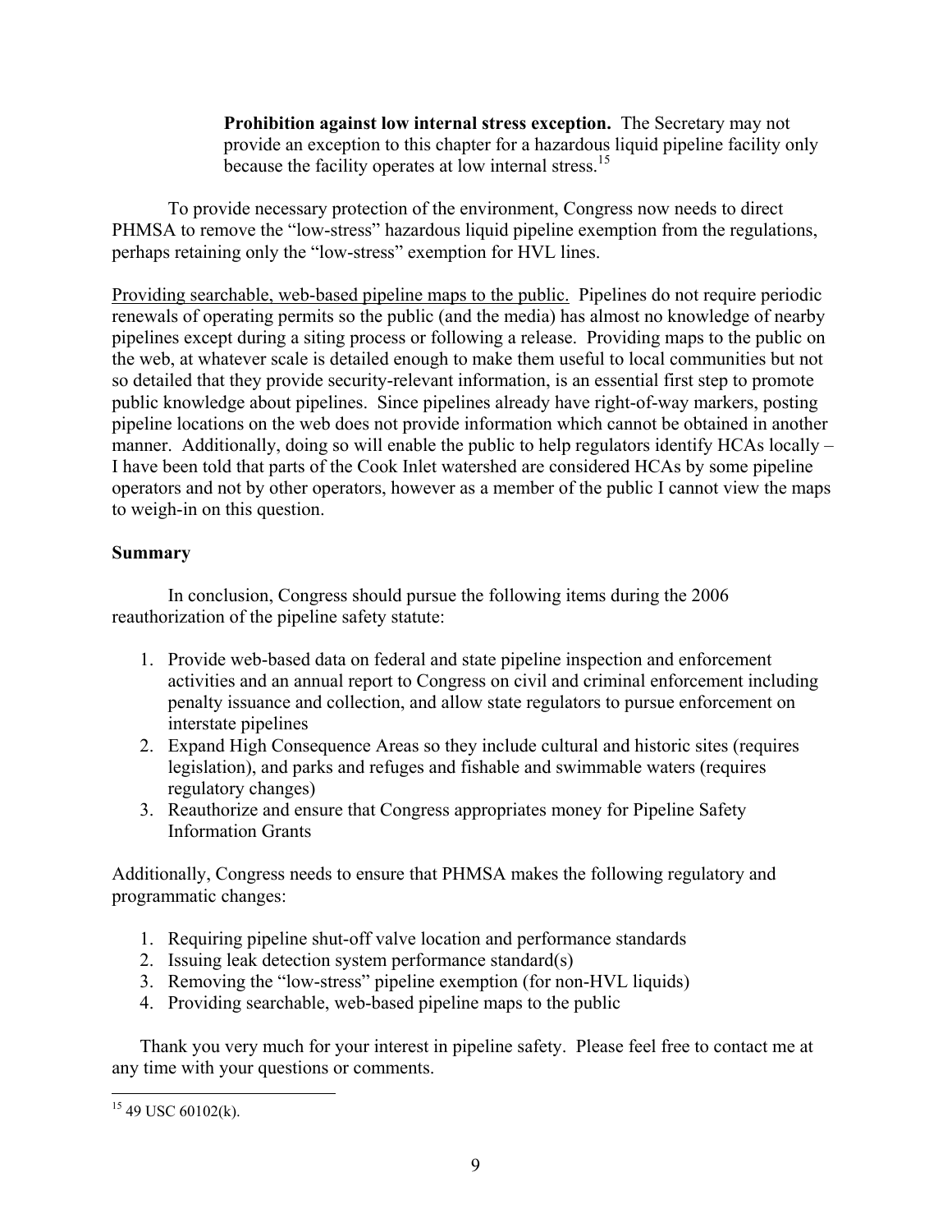> **Prohibition against low internal stress exception.** The Secretary may not provide an exception to this chapter for a hazardous liquid pipeline facility only because the facility operates at low internal stress.[15]

To provide necessary protection of the environment, Congress now needs to direct PHMSA to remove the "low-stress" hazardous liquid pipeline exemption from the regulations, perhaps retaining only the "low-stress" exemption for HVL lines.

<u>Providing searchable, web-based pipeline maps to the public.</u> Pipelines do not require periodic renewals of operating permits so the public (and the media) has almost no knowledge of nearby pipelines except during a siting process or following a release. Providing maps to the public on the web, at whatever scale is detailed enough to make them useful to local communities but not so detailed that they provide security-relevant information, is an essential first step to promote public knowledge about pipelines. Since pipelines already have right-of-way markers, posting pipeline locations on the web does not provide information which cannot be obtained in another manner. Additionally, doing so will enable the public to help regulators identify HCAs locally – I have been told that parts of the Cook Inlet watershed are considered HCAs by some pipeline operators and not by other operators, however as a member of the public I cannot view the maps to weigh-in on this question.

**Summary**

In conclusion, Congress should pursue the following items during the 2006 reauthorization of the pipeline safety statute:

1. Provide web-based data on federal and state pipeline inspection and enforcement activities and an annual report to Congress on civil and criminal enforcement including penalty issuance and collection, and allow state regulators to pursue enforcement on interstate pipelines
2. Expand High Consequence Areas so they include cultural and historic sites (requires legislation), and parks and refuges and fishable and swimmable waters (requires regulatory changes)
3. Reauthorize and ensure that Congress appropriates money for Pipeline Safety Information Grants

Additionally, Congress needs to ensure that PHMSA makes the following regulatory and programmatic changes:

1. Requiring pipeline shut-off valve location and performance standards
2. Issuing leak detection system performance standard(s)
3. Removing the "low-stress" pipeline exemption (for non-HVL liquids)
4. Providing searchable, web-based pipeline maps to the public

Thank you very much for your interest in pipeline safety. Please feel free to contact me at any time with your questions or comments.

---

[15] 49 USC 60102(k).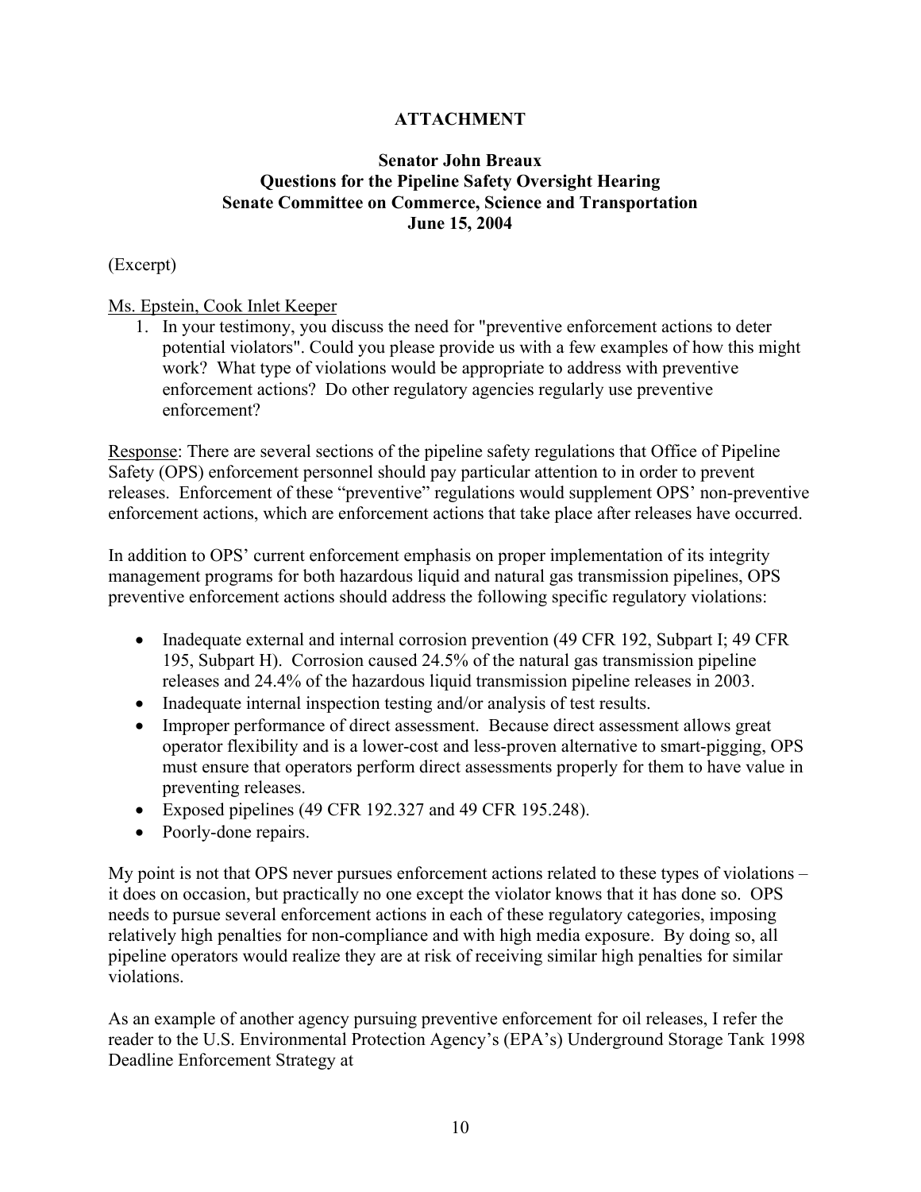**ATTACHMENT**

**Senator John Breaux**
**Questions for the Pipeline Safety Oversight Hearing**
**Senate Committee on Commerce, Science and Transportation**
**June 15, 2004**

(Excerpt)

Ms. Epstein, Cook Inlet Keeper

1. In your testimony, you discuss the need for "preventive enforcement actions to deter potential violators". Could you please provide us with a few examples of how this might work? What type of violations would be appropriate to address with preventive enforcement actions? Do other regulatory agencies regularly use preventive enforcement?

Response: There are several sections of the pipeline safety regulations that Office of Pipeline Safety (OPS) enforcement personnel should pay particular attention to in order to prevent releases. Enforcement of these "preventive" regulations would supplement OPS' non-preventive enforcement actions, which are enforcement actions that take place after releases have occurred.

In addition to OPS' current enforcement emphasis on proper implementation of its integrity management programs for both hazardous liquid and natural gas transmission pipelines, OPS preventive enforcement actions should address the following specific regulatory violations:

- Inadequate external and internal corrosion prevention (49 CFR 192, Subpart I; 49 CFR 195, Subpart H). Corrosion caused 24.5% of the natural gas transmission pipeline releases and 24.4% of the hazardous liquid transmission pipeline releases in 2003.
- Inadequate internal inspection testing and/or analysis of test results.
- Improper performance of direct assessment. Because direct assessment allows great operator flexibility and is a lower-cost and less-proven alternative to smart-pigging, OPS must ensure that operators perform direct assessments properly for them to have value in preventing releases.
- Exposed pipelines (49 CFR 192.327 and 49 CFR 195.248).
- Poorly-done repairs.

My point is not that OPS never pursues enforcement actions related to these types of violations – it does on occasion, but practically no one except the violator knows that it has done so. OPS needs to pursue several enforcement actions in each of these regulatory categories, imposing relatively high penalties for non-compliance and with high media exposure. By doing so, all pipeline operators would realize they are at risk of receiving similar high penalties for similar violations.

As an example of another agency pursuing preventive enforcement for oil releases, I refer the reader to the U.S. Environmental Protection Agency's (EPA's) Underground Storage Tank 1998 Deadline Enforcement Strategy at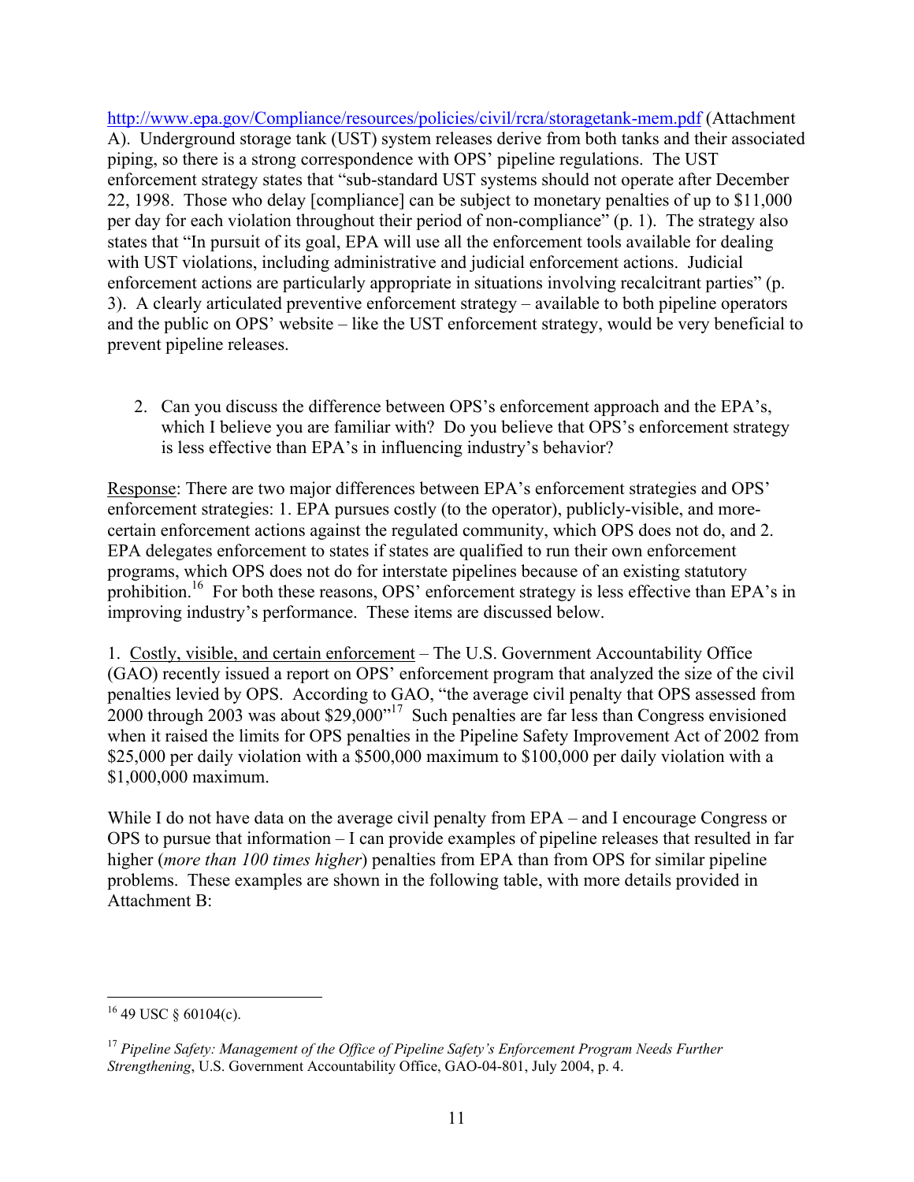http://www.epa.gov/Compliance/resources/policies/civil/rcra/storagetank-mem.pdf (Attachment A). Underground storage tank (UST) system releases derive from both tanks and their associated piping, so there is a strong correspondence with OPS' pipeline regulations. The UST enforcement strategy states that "sub-standard UST systems should not operate after December 22, 1998. Those who delay [compliance] can be subject to monetary penalties of up to $11,000 per day for each violation throughout their period of non-compliance" (p. 1). The strategy also states that "In pursuit of its goal, EPA will use all the enforcement tools available for dealing with UST violations, including administrative and judicial enforcement actions. Judicial enforcement actions are particularly appropriate in situations involving recalcitrant parties" (p. 3). A clearly articulated preventive enforcement strategy – available to both pipeline operators and the public on OPS' website – like the UST enforcement strategy, would be very beneficial to prevent pipeline releases.

2. Can you discuss the difference between OPS's enforcement approach and the EPA's, which I believe you are familiar with? Do you believe that OPS's enforcement strategy is less effective than EPA's in influencing industry's behavior?

<u>Response</u>: There are two major differences between EPA's enforcement strategies and OPS' enforcement strategies: 1. EPA pursues costly (to the operator), publicly-visible, and more-certain enforcement actions against the regulated community, which OPS does not do, and 2. EPA delegates enforcement to states if states are qualified to run their own enforcement programs, which OPS does not do for interstate pipelines because of an existing statutory prohibition.[16] For both these reasons, OPS' enforcement strategy is less effective than EPA's in improving industry's performance. These items are discussed below.

1. <u>Costly, visible, and certain enforcement</u> – The U.S. Government Accountability Office (GAO) recently issued a report on OPS' enforcement program that analyzed the size of the civil penalties levied by OPS. According to GAO, "the average civil penalty that OPS assessed from 2000 through 2003 was about $29,000"[17] Such penalties are far less than Congress envisioned when it raised the limits for OPS penalties in the Pipeline Safety Improvement Act of 2002 from $25,000 per daily violation with a $500,000 maximum to $100,000 per daily violation with a $1,000,000 maximum.

While I do not have data on the average civil penalty from EPA – and I encourage Congress or OPS to pursue that information – I can provide examples of pipeline releases that resulted in far higher (*more than 100 times higher*) penalties from EPA than from OPS for similar pipeline problems. These examples are shown in the following table, with more details provided in Attachment B:

---

[16] 49 USC § 60104(c).

[17] *Pipeline Safety: Management of the Office of Pipeline Safety's Enforcement Program Needs Further Strengthening*, U.S. Government Accountability Office, GAO-04-801, July 2004, p. 4.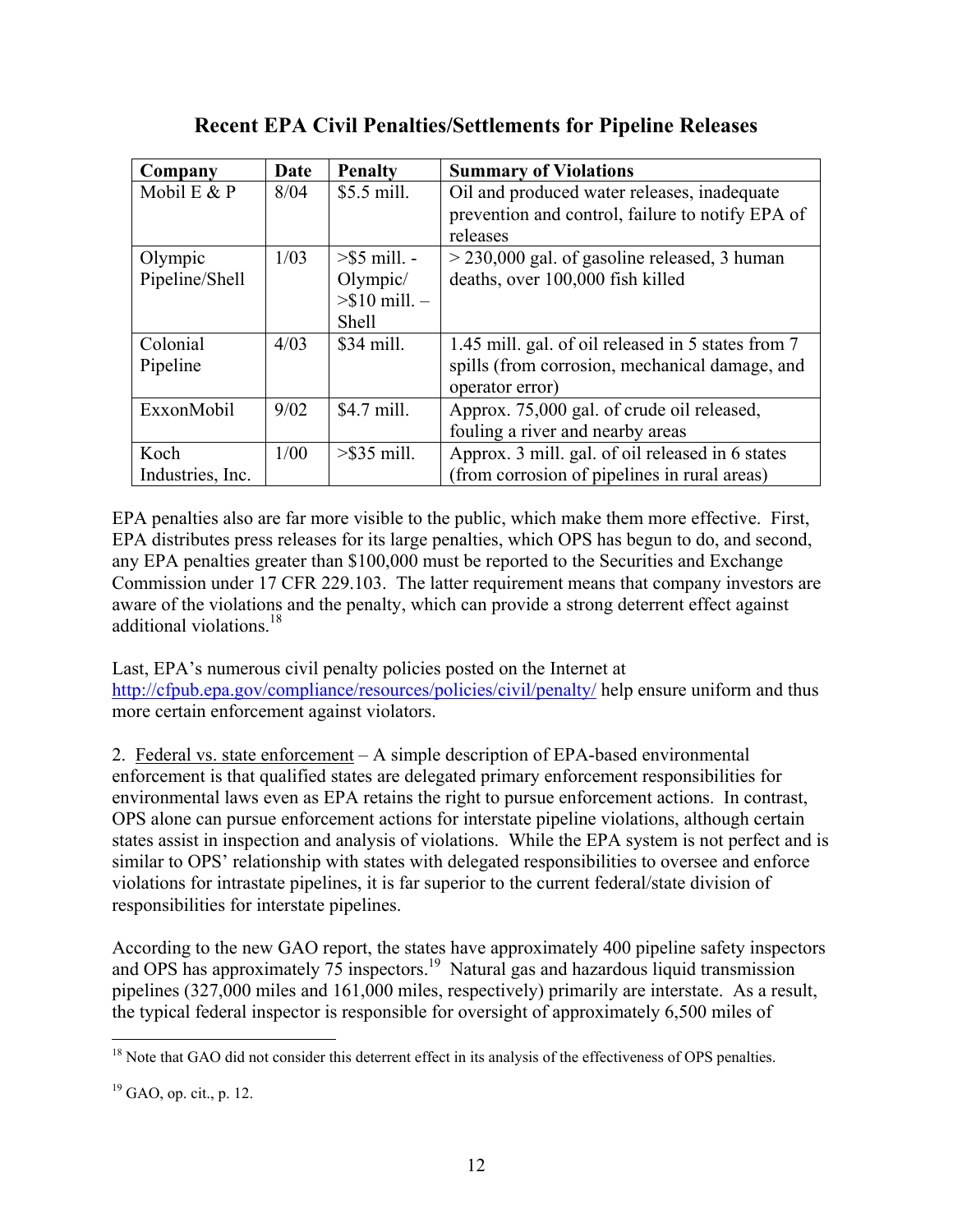## Recent EPA Civil Penalties/Settlements for Pipeline Releases

| Company | Date | Penalty | Summary of Violations |
| --- | --- | --- | --- |
| Mobil E & P | 8/04 | $5.5 mill. | Oil and produced water releases, inadequate prevention and control, failure to notify EPA of releases |
| Olympic Pipeline/Shell | 1/03 | >$5 mill. - Olympic/ >$10 mill. – Shell | > 230,000 gal. of gasoline released, 3 human deaths, over 100,000 fish killed |
| Colonial Pipeline | 4/03 | $34 mill. | 1.45 mill. gal. of oil released in 5 states from 7 spills (from corrosion, mechanical damage, and operator error) |
| ExxonMobil | 9/02 | $4.7 mill. | Approx. 75,000 gal. of crude oil released, fouling a river and nearby areas |
| Koch Industries, Inc. | 1/00 | >$35 mill. | Approx. 3 mill. gal. of oil released in 6 states (from corrosion of pipelines in rural areas) |

EPA penalties also are far more visible to the public, which make them more effective. First, EPA distributes press releases for its large penalties, which OPS has begun to do, and second, any EPA penalties greater than $100,000 must be reported to the Securities and Exchange Commission under 17 CFR 229.103. The latter requirement means that company investors are aware of the violations and the penalty, which can provide a strong deterrent effect against additional violations.[18]

Last, EPA's numerous civil penalty policies posted on the Internet at http://cfpub.epa.gov/compliance/resources/policies/civil/penalty/ help ensure uniform and thus more certain enforcement against violators.

2. Federal vs. state enforcement – A simple description of EPA-based environmental enforcement is that qualified states are delegated primary enforcement responsibilities for environmental laws even as EPA retains the right to pursue enforcement actions. In contrast, OPS alone can pursue enforcement actions for interstate pipeline violations, although certain states assist in inspection and analysis of violations. While the EPA system is not perfect and is similar to OPS' relationship with states with delegated responsibilities to oversee and enforce violations for intrastate pipelines, it is far superior to the current federal/state division of responsibilities for interstate pipelines.

According to the new GAO report, the states have approximately 400 pipeline safety inspectors and OPS has approximately 75 inspectors.[19] Natural gas and hazardous liquid transmission pipelines (327,000 miles and 161,000 miles, respectively) primarily are interstate. As a result, the typical federal inspector is responsible for oversight of approximately 6,500 miles of

---

[18] Note that GAO did not consider this deterrent effect in its analysis of the effectiveness of OPS penalties.

[19] GAO, op. cit., p. 12.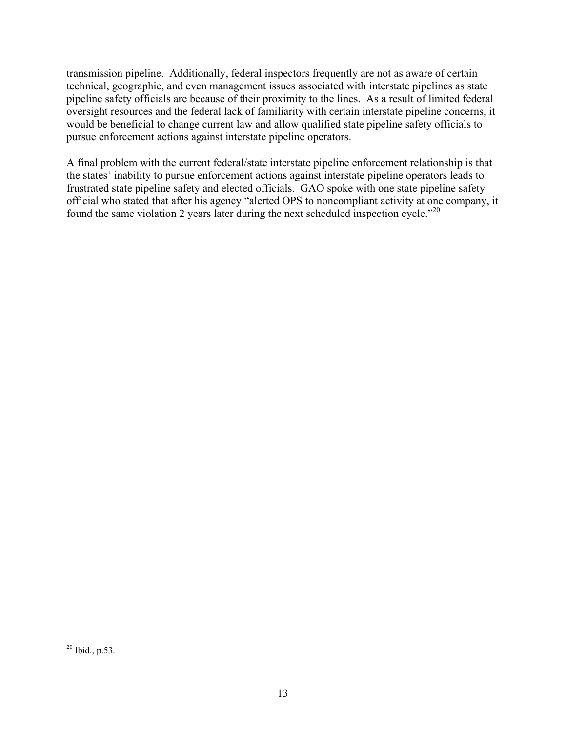transmission pipeline. Additionally, federal inspectors frequently are not as aware of certain technical, geographic, and even management issues associated with interstate pipelines as state pipeline safety officials are because of their proximity to the lines. As a result of limited federal oversight resources and the federal lack of familiarity with certain interstate pipeline concerns, it would be beneficial to change current law and allow qualified state pipeline safety officials to pursue enforcement actions against interstate pipeline operators.

A final problem with the current federal/state interstate pipeline enforcement relationship is that the states' inability to pursue enforcement actions against interstate pipeline operators leads to frustrated state pipeline safety and elected officials. GAO spoke with one state pipeline safety official who stated that after his agency "alerted OPS to noncompliant activity at one company, it found the same violation 2 years later during the next scheduled inspection cycle."[20]

---

[20] Ibid., p.53.